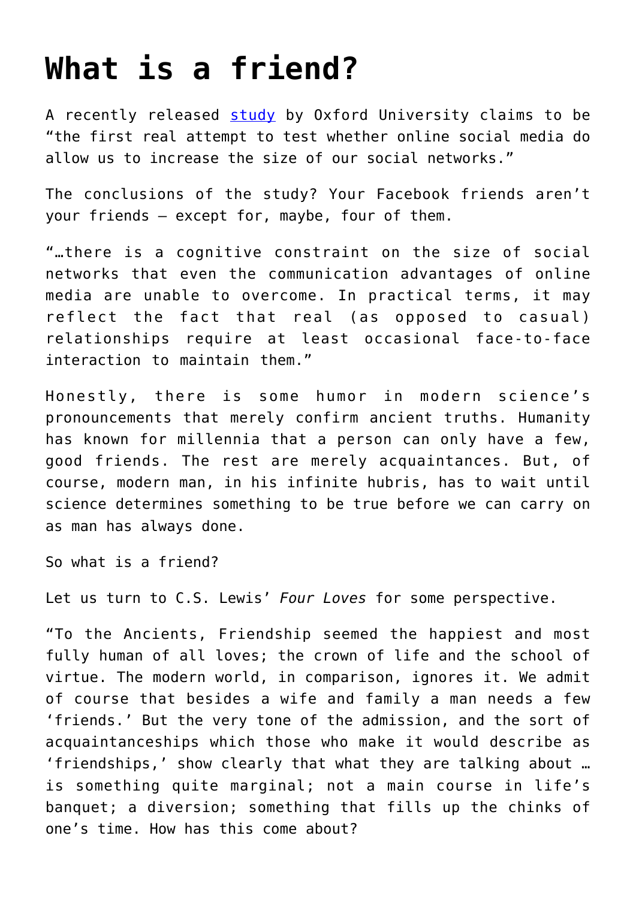# What is a friend?

A recently released study by Oxford University claims to be "the first real attempt to test whether online social media do allow us to increase the size of our social networks."

The conclusions of the study? Your Facebook friends aren't your friends – except for, maybe, four of them.

"…there is a cognitive constraint on the size of social networks that even the communication advantages of online media are unable to overcome. In practical terms, it may reflect the fact that real (as opposed to casual) relationships require at least occasional face-to-face interaction to maintain them."

Honestly, there is some humor in modern science's pronouncements that merely confirm ancient truths. Humanity has known for millennia that a person can only have a few, good friends. The rest are merely acquaintances. But, of course, modern man, in his infinite hubris, has to wait until science determines something to be true before we can carry on as man has always done.

So what is a friend?

Let us turn to C.S. Lewis' *Four Loves* for some perspective.

"To the Ancients, Friendship seemed the happiest and most fully human of all loves; the crown of life and the school of virtue. The modern world, in comparison, ignores it. We admit of course that besides a wife and family a man needs a few 'friends.' But the very tone of the admission, and the sort of acquaintanceships which those who make it would describe as 'friendships,' show clearly that what they are talking about … is something quite marginal; not a main course in life's banquet; a diversion; something that fills up the chinks of one's time. How has this come about?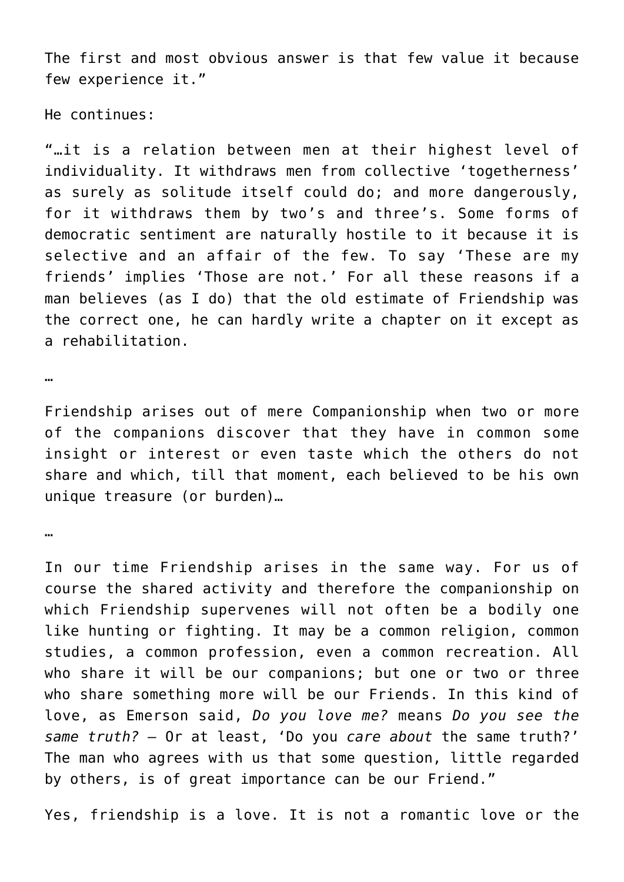The first and most obvious answer is that few value it because few experience it."

He continues:

"…it is a relation between men at their highest level of individuality. It withdraws men from collective 'togetherness' as surely as solitude itself could do; and more dangerously, for it withdraws them by two's and three's. Some forms of democratic sentiment are naturally hostile to it because it is selective and an affair of the few. To say 'These are my friends' implies 'Those are not.' For all these reasons if a man believes (as I do) that the old estimate of Friendship was the correct one, he can hardly write a chapter on it except as a rehabilitation.

…

Friendship arises out of mere Companionship when two or more of the companions discover that they have in common some insight or interest or even taste which the others do not share and which, till that moment, each believed to be his own unique treasure (or burden)…

…

In our time Friendship arises in the same way. For us of course the shared activity and therefore the companionship on which Friendship supervenes will not often be a bodily one like hunting or fighting. It may be a common religion, common studies, a common profession, even a common recreation. All who share it will be our companions; but one or two or three who share something more will be our Friends. In this kind of love, as Emerson said, *Do you love me?* means *Do you see the same truth?* – Or at least, 'Do you *care about* the same truth?' The man who agrees with us that some question, little regarded by others, is of great importance can be our Friend."

Yes, friendship is a love. It is not a romantic love or the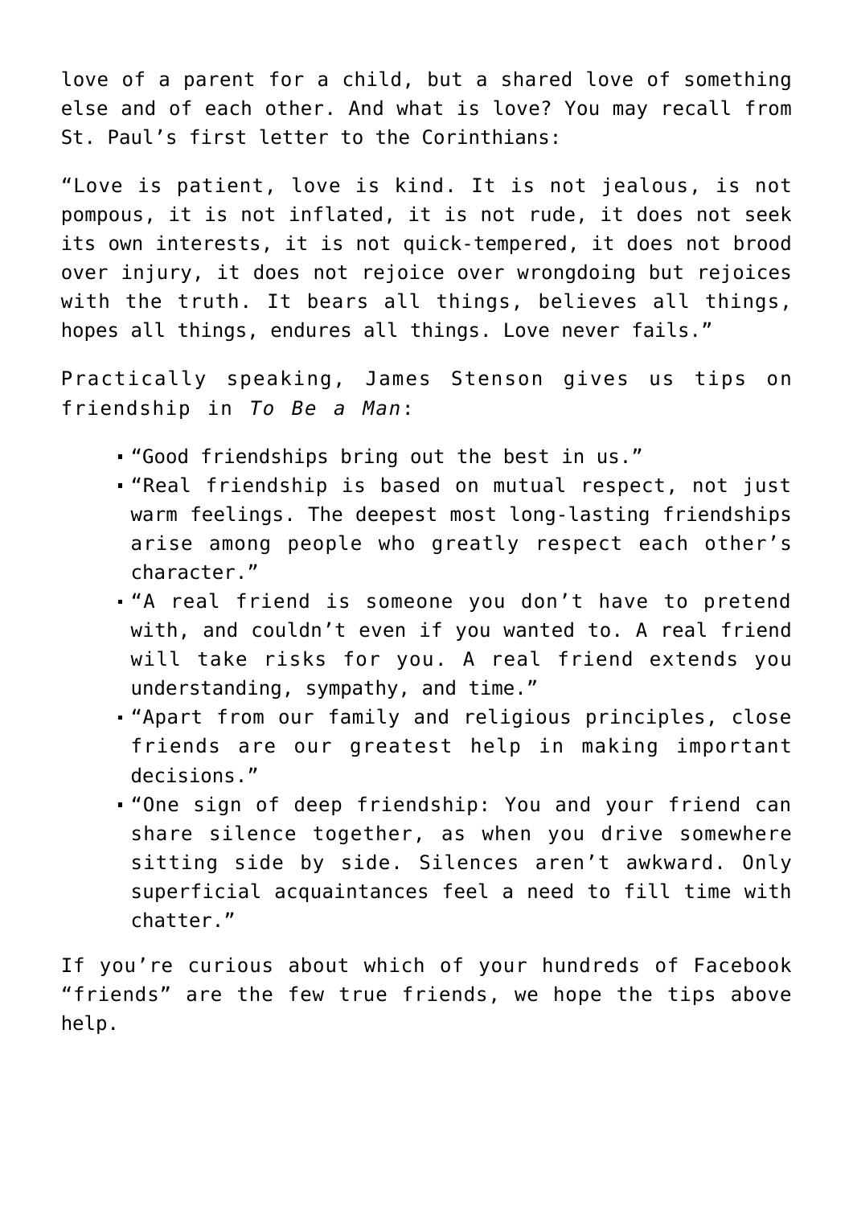love of a parent for a child, but a shared love of something else and of each other. And what is love? You may recall from St. Paul’s first letter to the Corinthians:

“Love is patient, love is kind. It is not jealous, is not pompous, it is not inflated, it is not rude, it does not seek its own interests, it is not quick-tempered, it does not brood over injury, it does not rejoice over wrongdoing but rejoices with the truth. It bears all things, believes all things, hopes all things, endures all things. Love never fails.”

Practically speaking, James Stenson gives us tips on friendship in *To Be a Man*:

- “Good friendships bring out the best in us.”
- “Real friendship is based on mutual respect, not just warm feelings. The deepest most long-lasting friendships arise among people who greatly respect each other’s character.”
- “A real friend is someone you don’t have to pretend with, and couldn’t even if you wanted to. A real friend will take risks for you. A real friend extends you understanding, sympathy, and time.”
- “Apart from our family and religious principles, close friends are our greatest help in making important decisions.”
- “One sign of deep friendship: You and your friend can share silence together, as when you drive somewhere sitting side by side. Silences aren’t awkward. Only superficial acquaintances feel a need to fill time with chatter.”

If you’re curious about which of your hundreds of Facebook “friends” are the few true friends, we hope the tips above help.